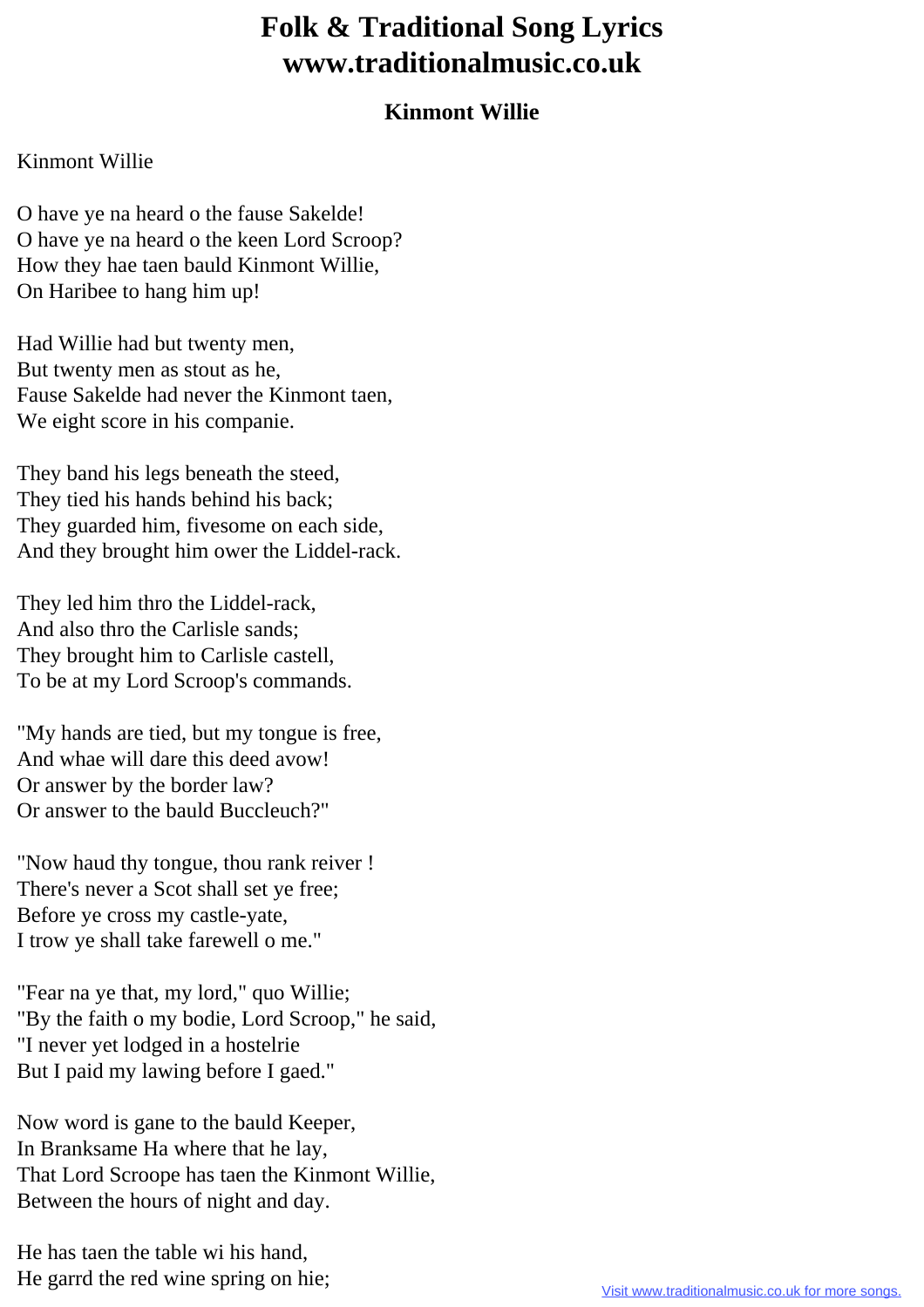# Folk & Traditional Song Lyrics
# www.traditionalmusic.co.uk

### Kinmont Willie

Kinmont Willie

O have ye na heard o the fause Sakelde!
O have ye na heard o the keen Lord Scroop?
How they hae taen bauld Kinmont Willie,
On Haribee to hang him up!

Had Willie had but twenty men,
But twenty men as stout as he,
Fause Sakelde had never the Kinmont taen,
We eight score in his companie.

They band his legs beneath the steed,
They tied his hands behind his back;
They guarded him, fivesome on each side,
And they brought him ower the Liddel-rack.

They led him thro the Liddel-rack,
And also thro the Carlisle sands;
They brought him to Carlisle castell,
To be at my Lord Scroop's commands.

"My hands are tied, but my tongue is free,
And whae will dare this deed avow!
Or answer by the border law?
Or answer to the bauld Buccleuch?"

"Now haud thy tongue, thou rank reiver !
There's never a Scot shall set ye free;
Before ye cross my castle-yate,
I trow ye shall take farewell o me."

"Fear na ye that, my lord," quo Willie;
"By the faith o my bodie, Lord Scroop," he said,
"I never yet lodged in a hostelrie
But I paid my lawing before I gaed."

Now word is gane to the bauld Keeper,
In Branksame Ha where that he lay,
That Lord Scroope has taen the Kinmont Willie,
Between the hours of night and day.

He has taen the table wi his hand,
He garrd the red wine spring on hie;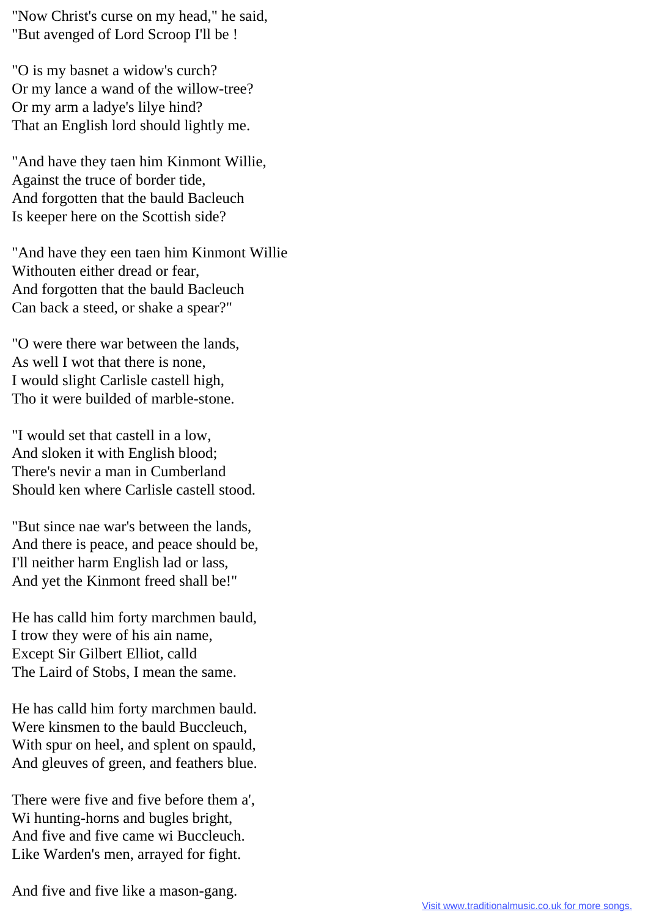"Now Christ's curse on my head," he said,
"But avenged of Lord Scroop I'll be !

"O is my basnet a widow's curch?
Or my lance a wand of the willow-tree?
Or my arm a ladye's lilye hind?
That an English lord should lightly me.

"And have they taen him Kinmont Willie,
Against the truce of border tide,
And forgotten that the bauld Bacleuch
Is keeper here on the Scottish side?

"And have they een taen him Kinmont Willie
Withouten either dread or fear,
And forgotten that the bauld Bacleuch
Can back a steed, or shake a spear?"

"O were there war between the lands,
As well I wot that there is none,
I would slight Carlisle castell high,
Tho it were builded of marble-stone.

"I would set that castell in a low,
And sloken it with English blood;
There's nevir a man in Cumberland
Should ken where Carlisle castell stood.

"But since nae war's between the lands,
And there is peace, and peace should be,
I'll neither harm English lad or lass,
And yet the Kinmont freed shall be!"

He has calld him forty marchmen bauld,
I trow they were of his ain name,
Except Sir Gilbert Elliot, calld
The Laird of Stobs, I mean the same.

He has calld him forty marchmen bauld.
Were kinsmen to the bauld Buccleuch,
With spur on heel, and splent on spauld,
And gleuves of green, and feathers blue.

There were five and five before them a',
Wi hunting-horns and bugles bright,
And five and five came wi Buccleuch.
Like Warden's men, arrayed for fight.

And five and five like a mason-gang.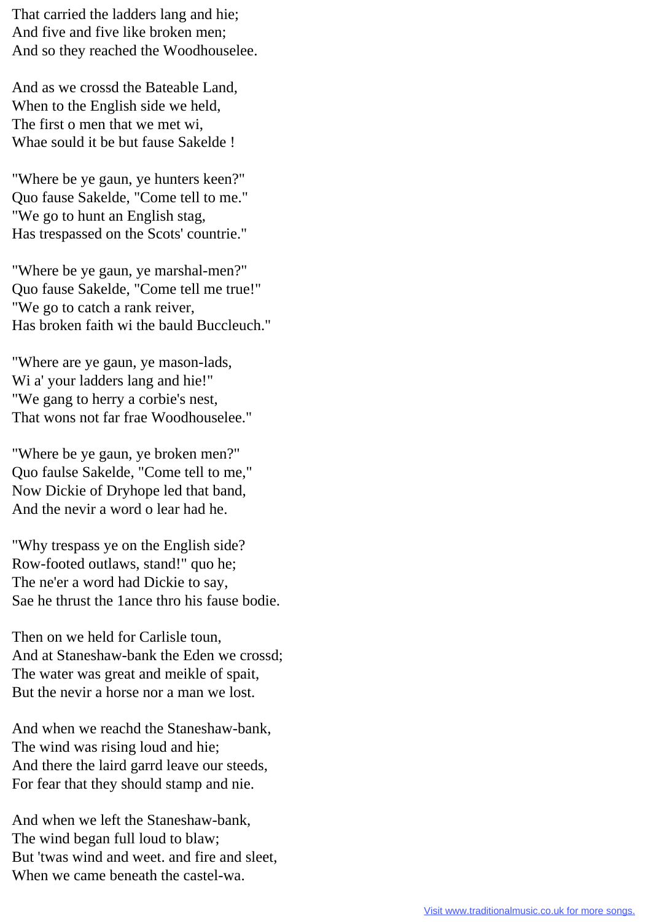That carried the ladders lang and hie;
And five and five like broken men;
And so they reached the Woodhouselee.

And as we crossd the Bateable Land,
When to the English side we held,
The first o men that we met wi,
Whae sould it be but fause Sakelde !

"Where be ye gaun, ye hunters keen?"
Quo fause Sakelde, "Come tell to me."
"We go to hunt an English stag,
Has trespassed on the Scots' countrie."

"Where be ye gaun, ye marshal-men?"
Quo fause Sakelde, "Come tell me true!"
"We go to catch a rank reiver,
Has broken faith wi the bauld Buccleuch."

"Where are ye gaun, ye mason-lads,
Wi a' your ladders lang and hie!"
"We gang to herry a corbie's nest,
That wons not far frae Woodhouselee."

"Where be ye gaun, ye broken men?"
Quo faulse Sakelde, "Come tell to me,"
Now Dickie of Dryhope led that band,
And the nevir a word o lear had he.

"Why trespass ye on the English side?
Row-footed outlaws, stand!" quo he;
The ne'er a word had Dickie to say,
Sae he thrust the 1ance thro his fause bodie.

Then on we held for Carlisle toun,
And at Staneshaw-bank the Eden we crossd;
The water was great and meikle of spait,
But the nevir a horse nor a man we lost.

And when we reachd the Staneshaw-bank,
The wind was rising loud and hie;
And there the laird garrd leave our steeds,
For fear that they should stamp and nie.

And when we left the Staneshaw-bank,
The wind began full loud to blaw;
But 'twas wind and weet. and fire and sleet,
When we came beneath the castel-wa.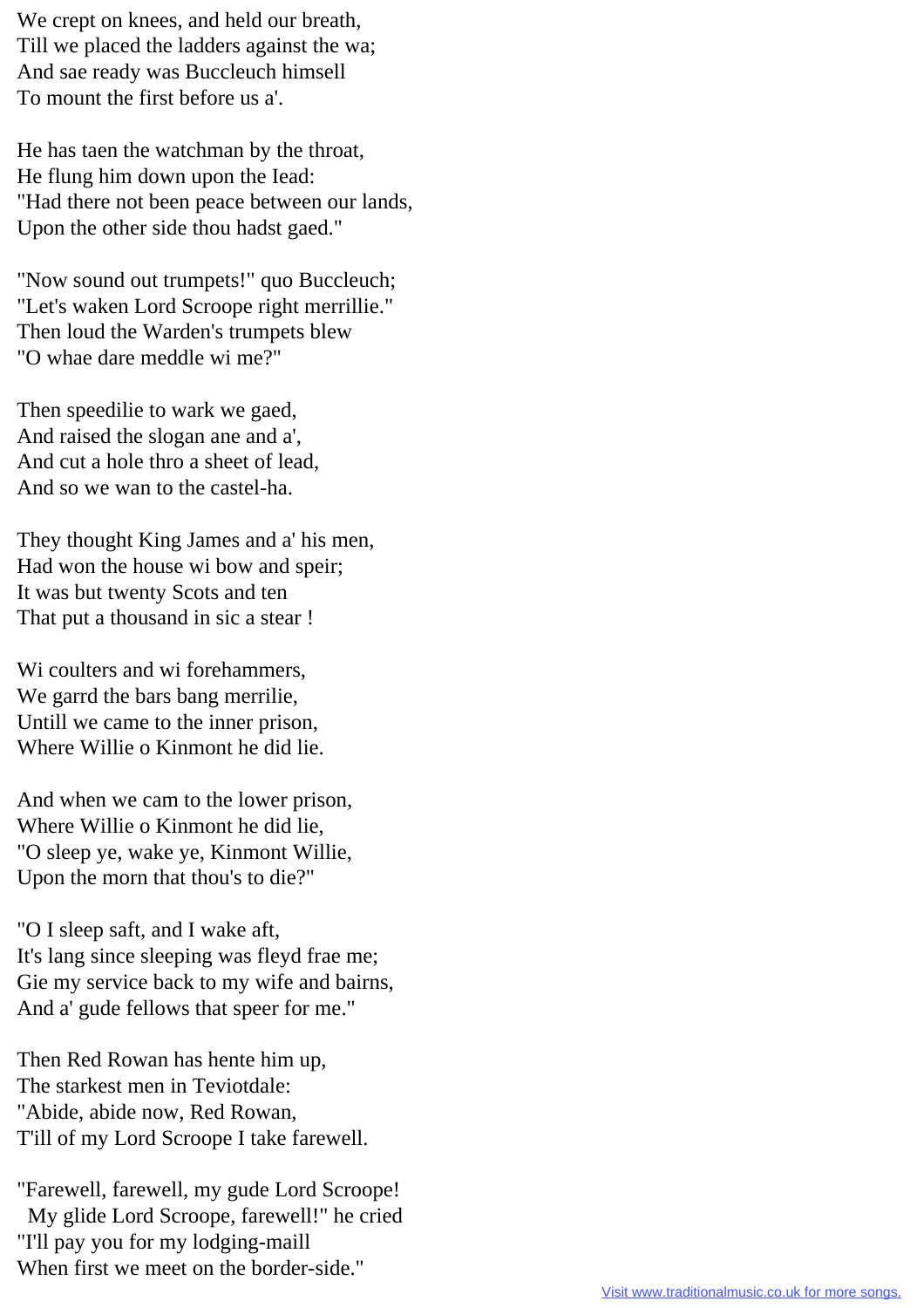We crept on knees, and held our breath,
Till we placed the ladders against the wa;
And sae ready was Buccleuch himsell
To mount the first before us a'.

He has taen the watchman by the throat,
He flung him down upon the Iead:
"Had there not been peace between our lands,
Upon the other side thou hadst gaed."

"Now sound out trumpets!" quo Buccleuch;
"Let's waken Lord Scroope right merrillie."
Then loud the Warden's trumpets blew
"O whae dare meddle wi me?"

Then speedilie to wark we gaed,
And raised the slogan ane and a',
And cut a hole thro a sheet of lead,
And so we wan to the castel-ha.

They thought King James and a' his men,
Had won the house wi bow and speir;
It was but twenty Scots and ten
That put a thousand in sic a stear !

Wi coulters and wi forehammers,
We garrd the bars bang merrilie,
Untill we came to the inner prison,
Where Willie o Kinmont he did lie.

And when we cam to the lower prison,
Where Willie o Kinmont he did lie,
"O sleep ye, wake ye, Kinmont Willie,
Upon the morn that thou's to die?"

"O I sleep saft, and I wake aft,
It's lang since sleeping was fleyd frae me;
Gie my service back to my wife and bairns,
And a' gude fellows that speer for me."

Then Red Rowan has hente him up,
The starkest men in Teviotdale:
"Abide, abide now, Red Rowan,
T'ill of my Lord Scroope I take farewell.

"Farewell, farewell, my gude Lord Scroope!
My glide Lord Scroope, farewell!" he cried
"I'll pay you for my lodging-maill
When first we meet on the border-side."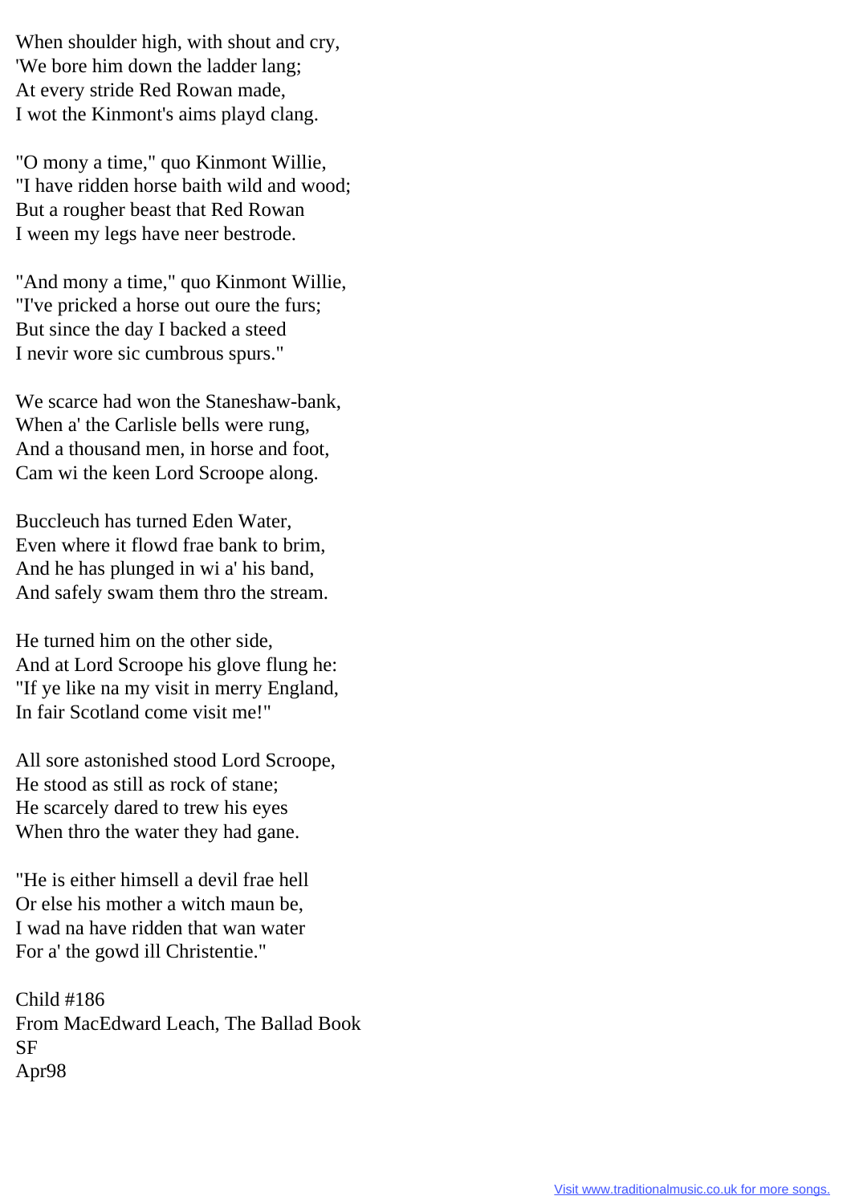When shoulder high, with shout and cry,
'We bore him down the ladder lang;
At every stride Red Rowan made,
I wot the Kinmont's aims playd clang.

"O mony a time," quo Kinmont Willie,
"I have ridden horse baith wild and wood;
But a rougher beast that Red Rowan
I ween my legs have neer bestrode.

"And mony a time," quo Kinmont Willie,
"I've pricked a horse out oure the furs;
But since the day I backed a steed
I nevir wore sic cumbrous spurs."

We scarce had won the Staneshaw-bank,
When a' the Carlisle bells were rung,
And a thousand men, in horse and foot,
Cam wi the keen Lord Scroope along.

Buccleuch has turned Eden Water,
Even where it flowd frae bank to brim,
And he has plunged in wi a' his band,
And safely swam them thro the stream.

He turned him on the other side,
And at Lord Scroope his glove flung he:
"If ye like na my visit in merry England,
In fair Scotland come visit me!"

All sore astonished stood Lord Scroope,
He stood as still as rock of stane;
He scarcely dared to trew his eyes
When thro the water they had gane.

"He is either himsell a devil frae hell
Or else his mother a witch maun be,
I wad na have ridden that wan water
For a' the gowd ill Christentie."

Child #186
From MacEdward Leach, The Ballad Book
SF
Apr98